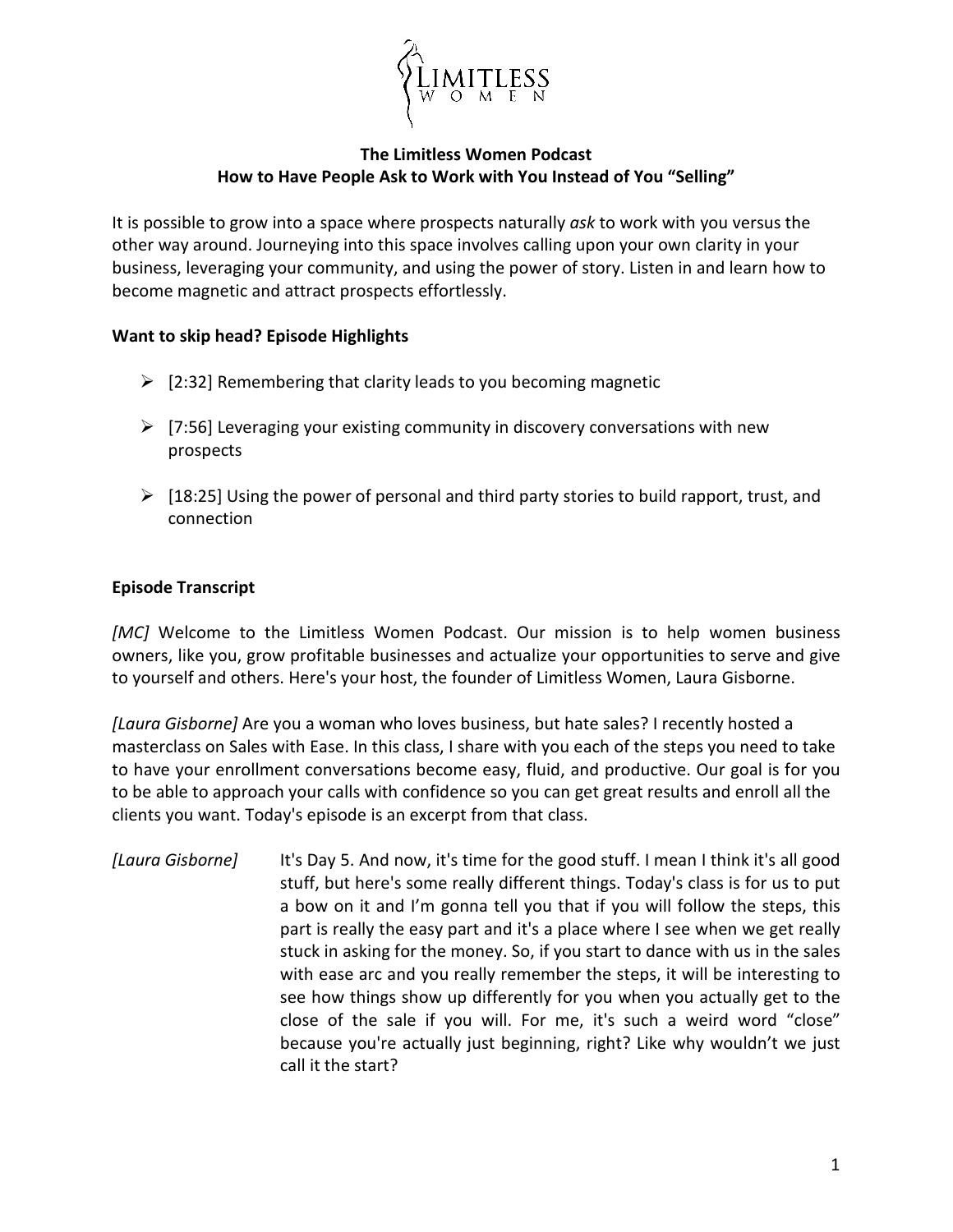# The Limitless Women Podcast
## How to Have People Ask to Work with You Instead of You "Selling"

It is possible to grow into a space where prospects naturally *ask* to work with you versus the other way around. Journeying into this space involves calling upon your own clarity in your business, leveraging your community, and using the power of story. Listen in and learn how to become magnetic and attract prospects effortlessly.

**Want to skip head? Episode Highlights**

- [2:32] Remembering that clarity leads to you becoming magnetic
- [7:56] Leveraging your existing community in discovery conversations with new prospects
- [18:25] Using the power of personal and third party stories to build rapport, trust, and connection

**Episode Transcript**

*[MC]* Welcome to the Limitless Women Podcast. Our mission is to help women business owners, like you, grow profitable businesses and actualize your opportunities to serve and give to yourself and others. Here's your host, the founder of Limitless Women, Laura Gisborne.

*[Laura Gisborne]* Are you a woman who loves business, but hate sales? I recently hosted a masterclass on Sales with Ease. In this class, I share with you each of the steps you need to take to have your enrollment conversations become easy, fluid, and productive. Our goal is for you to be able to approach your calls with confidence so you can get great results and enroll all the clients you want. Today's episode is an excerpt from that class.

*[Laura Gisborne]* It's Day 5. And now, it's time for the good stuff. I mean I think it's all good stuff, but here's some really different things. Today's class is for us to put a bow on it and I'm gonna tell you that if you will follow the steps, this part is really the easy part and it's a place where I see when we get really stuck in asking for the money. So, if you start to dance with us in the sales with ease arc and you really remember the steps, it will be interesting to see how things show up differently for you when you actually get to the close of the sale if you will. For me, it's such a weird word "close" because you're actually just beginning, right? Like why wouldn't we just call it the start?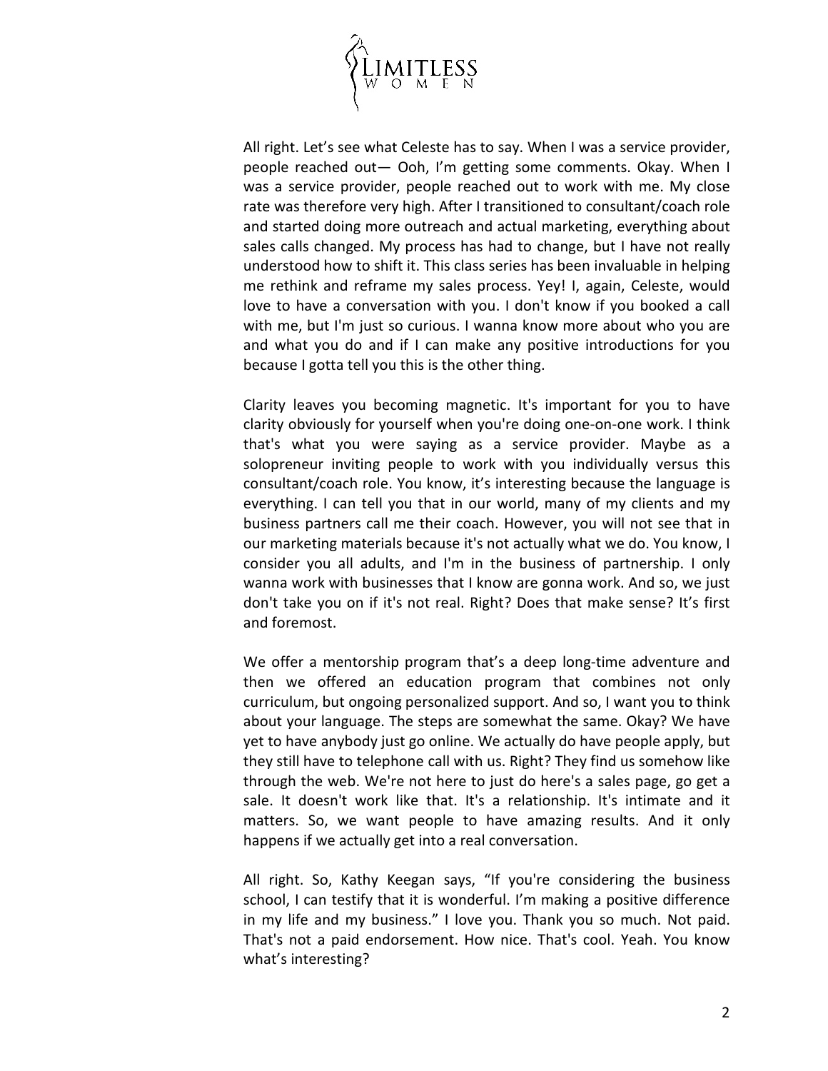All right. Let's see what Celeste has to say. When I was a service provider, people reached out— Ooh, I'm getting some comments. Okay. When I was a service provider, people reached out to work with me. My close rate was therefore very high. After I transitioned to consultant/coach role and started doing more outreach and actual marketing, everything about sales calls changed. My process has had to change, but I have not really understood how to shift it. This class series has been invaluable in helping me rethink and reframe my sales process. Yey! I, again, Celeste, would love to have a conversation with you. I don't know if you booked a call with me, but I'm just so curious. I wanna know more about who you are and what you do and if I can make any positive introductions for you because I gotta tell you this is the other thing.

Clarity leaves you becoming magnetic. It's important for you to have clarity obviously for yourself when you're doing one-on-one work. I think that's what you were saying as a service provider. Maybe as a solopreneur inviting people to work with you individually versus this consultant/coach role. You know, it's interesting because the language is everything. I can tell you that in our world, many of my clients and my business partners call me their coach. However, you will not see that in our marketing materials because it's not actually what we do. You know, I consider you all adults, and I'm in the business of partnership. I only wanna work with businesses that I know are gonna work. And so, we just don't take you on if it's not real. Right? Does that make sense? It's first and foremost.

We offer a mentorship program that's a deep long-time adventure and then we offered an education program that combines not only curriculum, but ongoing personalized support. And so, I want you to think about your language. The steps are somewhat the same. Okay? We have yet to have anybody just go online. We actually do have people apply, but they still have to telephone call with us. Right? They find us somehow like through the web. We're not here to just do here's a sales page, go get a sale. It doesn't work like that. It's a relationship. It's intimate and it matters. So, we want people to have amazing results. And it only happens if we actually get into a real conversation.

All right. So, Kathy Keegan says, "If you're considering the business school, I can testify that it is wonderful. I'm making a positive difference in my life and my business." I love you. Thank you so much. Not paid. That's not a paid endorsement. How nice. That's cool. Yeah. You know what's interesting?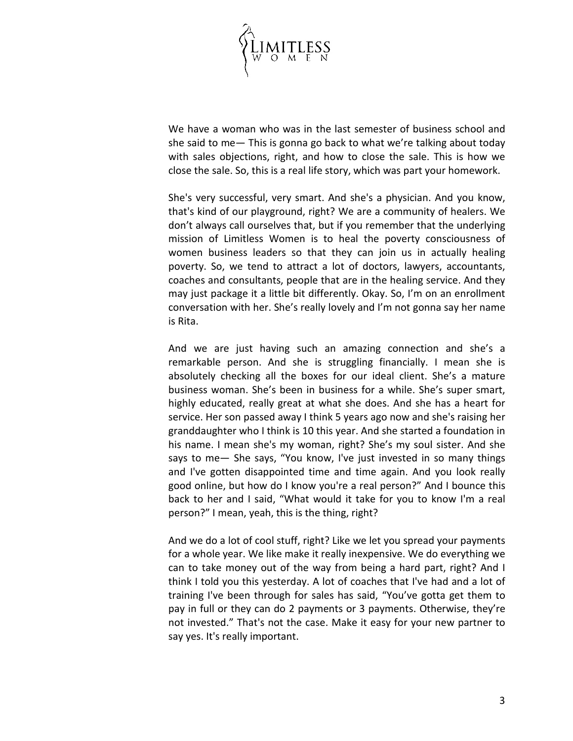We have a woman who was in the last semester of business school and she said to me— This is gonna go back to what we're talking about today with sales objections, right, and how to close the sale. This is how we close the sale. So, this is a real life story, which was part your homework.

She's very successful, very smart. And she's a physician. And you know, that's kind of our playground, right? We are a community of healers. We don't always call ourselves that, but if you remember that the underlying mission of Limitless Women is to heal the poverty consciousness of women business leaders so that they can join us in actually healing poverty. So, we tend to attract a lot of doctors, lawyers, accountants, coaches and consultants, people that are in the healing service. And they may just package it a little bit differently. Okay. So, I'm on an enrollment conversation with her. She's really lovely and I'm not gonna say her name is Rita.

And we are just having such an amazing connection and she's a remarkable person. And she is struggling financially. I mean she is absolutely checking all the boxes for our ideal client. She's a mature business woman. She's been in business for a while. She's super smart, highly educated, really great at what she does. And she has a heart for service. Her son passed away I think 5 years ago now and she's raising her granddaughter who I think is 10 this year. And she started a foundation in his name. I mean she's my woman, right? She's my soul sister. And she says to me— She says, "You know, I've just invested in so many things and I've gotten disappointed time and time again. And you look really good online, but how do I know you're a real person?" And I bounce this back to her and I said, "What would it take for you to know I'm a real person?" I mean, yeah, this is the thing, right?

And we do a lot of cool stuff, right? Like we let you spread your payments for a whole year. We like make it really inexpensive. We do everything we can to take money out of the way from being a hard part, right? And I think I told you this yesterday. A lot of coaches that I've had and a lot of training I've been through for sales has said, "You've gotta get them to pay in full or they can do 2 payments or 3 payments. Otherwise, they're not invested." That's not the case. Make it easy for your new partner to say yes. It's really important.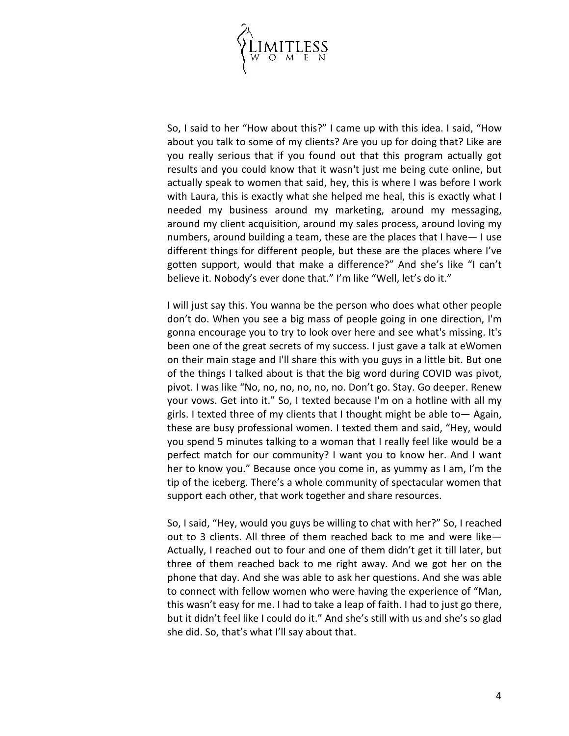So, I said to her "How about this?" I came up with this idea. I said, "How about you talk to some of my clients? Are you up for doing that? Like are you really serious that if you found out that this program actually got results and you could know that it wasn't just me being cute online, but actually speak to women that said, hey, this is where I was before I work with Laura, this is exactly what she helped me heal, this is exactly what I needed my business around my marketing, around my messaging, around my client acquisition, around my sales process, around loving my numbers, around building a team, these are the places that I have— I use different things for different people, but these are the places where I've gotten support, would that make a difference?" And she's like "I can't believe it. Nobody's ever done that." I'm like "Well, let's do it."

I will just say this. You wanna be the person who does what other people don't do. When you see a big mass of people going in one direction, I'm gonna encourage you to try to look over here and see what's missing. It's been one of the great secrets of my success. I just gave a talk at eWomen on their main stage and I'll share this with you guys in a little bit. But one of the things I talked about is that the big word during COVID was pivot, pivot. I was like "No, no, no, no, no, no. Don't go. Stay. Go deeper. Renew your vows. Get into it." So, I texted because I'm on a hotline with all my girls. I texted three of my clients that I thought might be able to— Again, these are busy professional women. I texted them and said, "Hey, would you spend 5 minutes talking to a woman that I really feel like would be a perfect match for our community? I want you to know her. And I want her to know you." Because once you come in, as yummy as I am, I'm the tip of the iceberg. There's a whole community of spectacular women that support each other, that work together and share resources.

So, I said, "Hey, would you guys be willing to chat with her?" So, I reached out to 3 clients. All three of them reached back to me and were like— Actually, I reached out to four and one of them didn't get it till later, but three of them reached back to me right away. And we got her on the phone that day. And she was able to ask her questions. And she was able to connect with fellow women who were having the experience of "Man, this wasn't easy for me. I had to take a leap of faith. I had to just go there, but it didn't feel like I could do it." And she's still with us and she's so glad she did. So, that's what I'll say about that.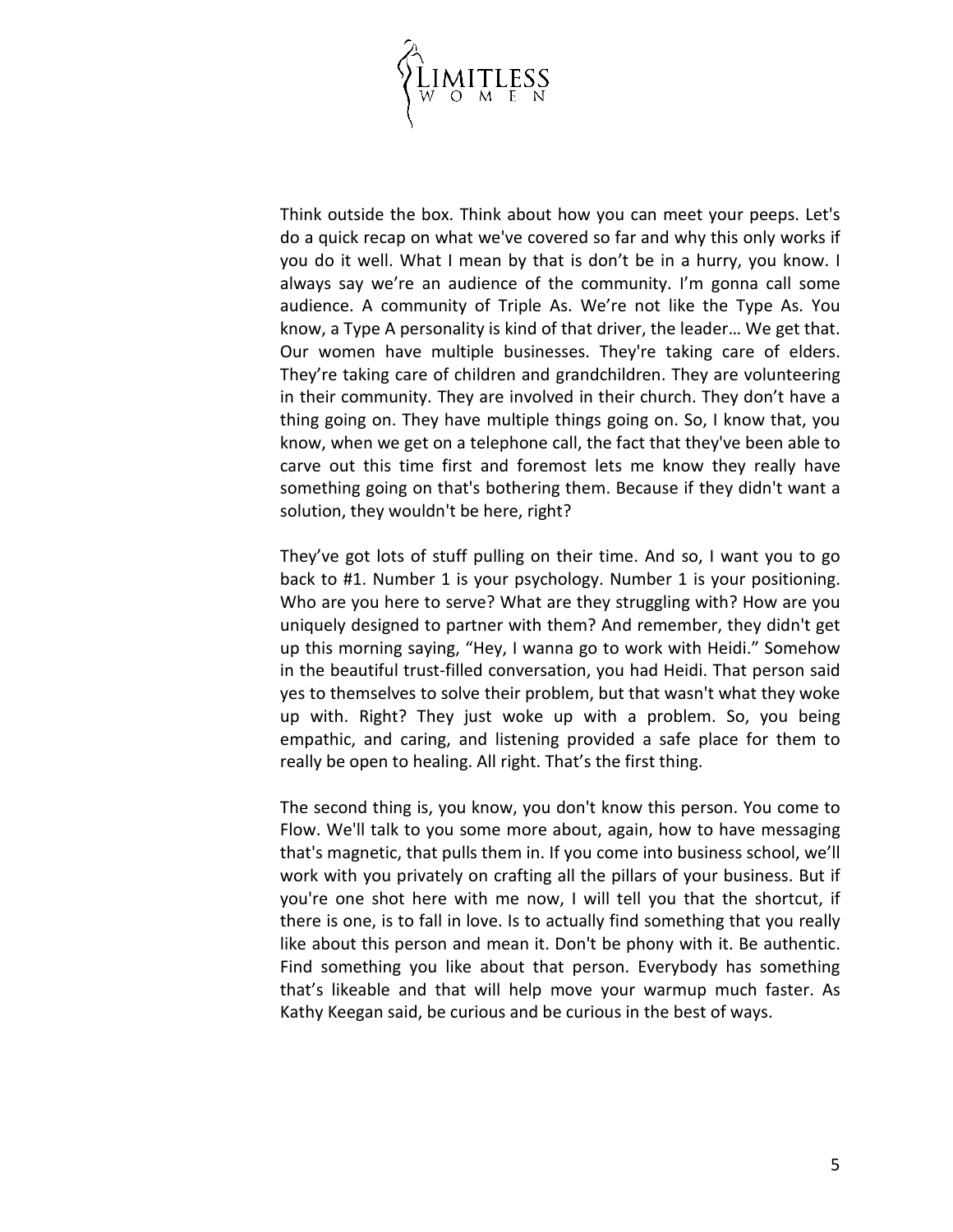Think outside the box. Think about how you can meet your peeps. Let's do a quick recap on what we've covered so far and why this only works if you do it well. What I mean by that is don't be in a hurry, you know. I always say we're an audience of the community. I'm gonna call some audience. A community of Triple As. We're not like the Type As. You know, a Type A personality is kind of that driver, the leader… We get that. Our women have multiple businesses. They're taking care of elders. They're taking care of children and grandchildren. They are volunteering in their community. They are involved in their church. They don't have a thing going on. They have multiple things going on. So, I know that, you know, when we get on a telephone call, the fact that they've been able to carve out this time first and foremost lets me know they really have something going on that's bothering them. Because if they didn't want a solution, they wouldn't be here, right?

They've got lots of stuff pulling on their time. And so, I want you to go back to #1. Number 1 is your psychology. Number 1 is your positioning. Who are you here to serve? What are they struggling with? How are you uniquely designed to partner with them? And remember, they didn't get up this morning saying, "Hey, I wanna go to work with Heidi." Somehow in the beautiful trust-filled conversation, you had Heidi. That person said yes to themselves to solve their problem, but that wasn't what they woke up with. Right? They just woke up with a problem. So, you being empathic, and caring, and listening provided a safe place for them to really be open to healing. All right. That's the first thing.

The second thing is, you know, you don't know this person. You come to Flow. We'll talk to you some more about, again, how to have messaging that's magnetic, that pulls them in. If you come into business school, we'll work with you privately on crafting all the pillars of your business. But if you're one shot here with me now, I will tell you that the shortcut, if there is one, is to fall in love. Is to actually find something that you really like about this person and mean it. Don't be phony with it. Be authentic. Find something you like about that person. Everybody has something that's likeable and that will help move your warmup much faster. As Kathy Keegan said, be curious and be curious in the best of ways.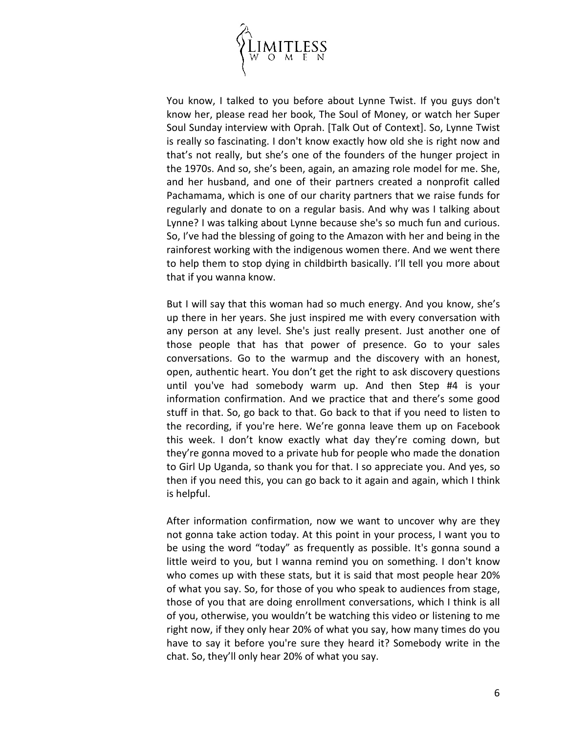You know, I talked to you before about Lynne Twist. If you guys don't know her, please read her book, The Soul of Money, or watch her Super Soul Sunday interview with Oprah. [Talk Out of Context]. So, Lynne Twist is really so fascinating. I don't know exactly how old she is right now and that's not really, but she's one of the founders of the hunger project in the 1970s. And so, she's been, again, an amazing role model for me. She, and her husband, and one of their partners created a nonprofit called Pachamama, which is one of our charity partners that we raise funds for regularly and donate to on a regular basis. And why was I talking about Lynne? I was talking about Lynne because she's so much fun and curious. So, I've had the blessing of going to the Amazon with her and being in the rainforest working with the indigenous women there. And we went there to help them to stop dying in childbirth basically. I'll tell you more about that if you wanna know.

But I will say that this woman had so much energy. And you know, she's up there in her years. She just inspired me with every conversation with any person at any level. She's just really present. Just another one of those people that has that power of presence. Go to your sales conversations. Go to the warmup and the discovery with an honest, open, authentic heart. You don't get the right to ask discovery questions until you've had somebody warm up. And then Step #4 is your information confirmation. And we practice that and there's some good stuff in that. So, go back to that. Go back to that if you need to listen to the recording, if you're here. We're gonna leave them up on Facebook this week. I don't know exactly what day they're coming down, but they're gonna moved to a private hub for people who made the donation to Girl Up Uganda, so thank you for that. I so appreciate you. And yes, so then if you need this, you can go back to it again and again, which I think is helpful.

After information confirmation, now we want to uncover why are they not gonna take action today. At this point in your process, I want you to be using the word "today" as frequently as possible. It's gonna sound a little weird to you, but I wanna remind you on something. I don't know who comes up with these stats, but it is said that most people hear 20% of what you say. So, for those of you who speak to audiences from stage, those of you that are doing enrollment conversations, which I think is all of you, otherwise, you wouldn't be watching this video or listening to me right now, if they only hear 20% of what you say, how many times do you have to say it before you're sure they heard it? Somebody write in the chat. So, they'll only hear 20% of what you say.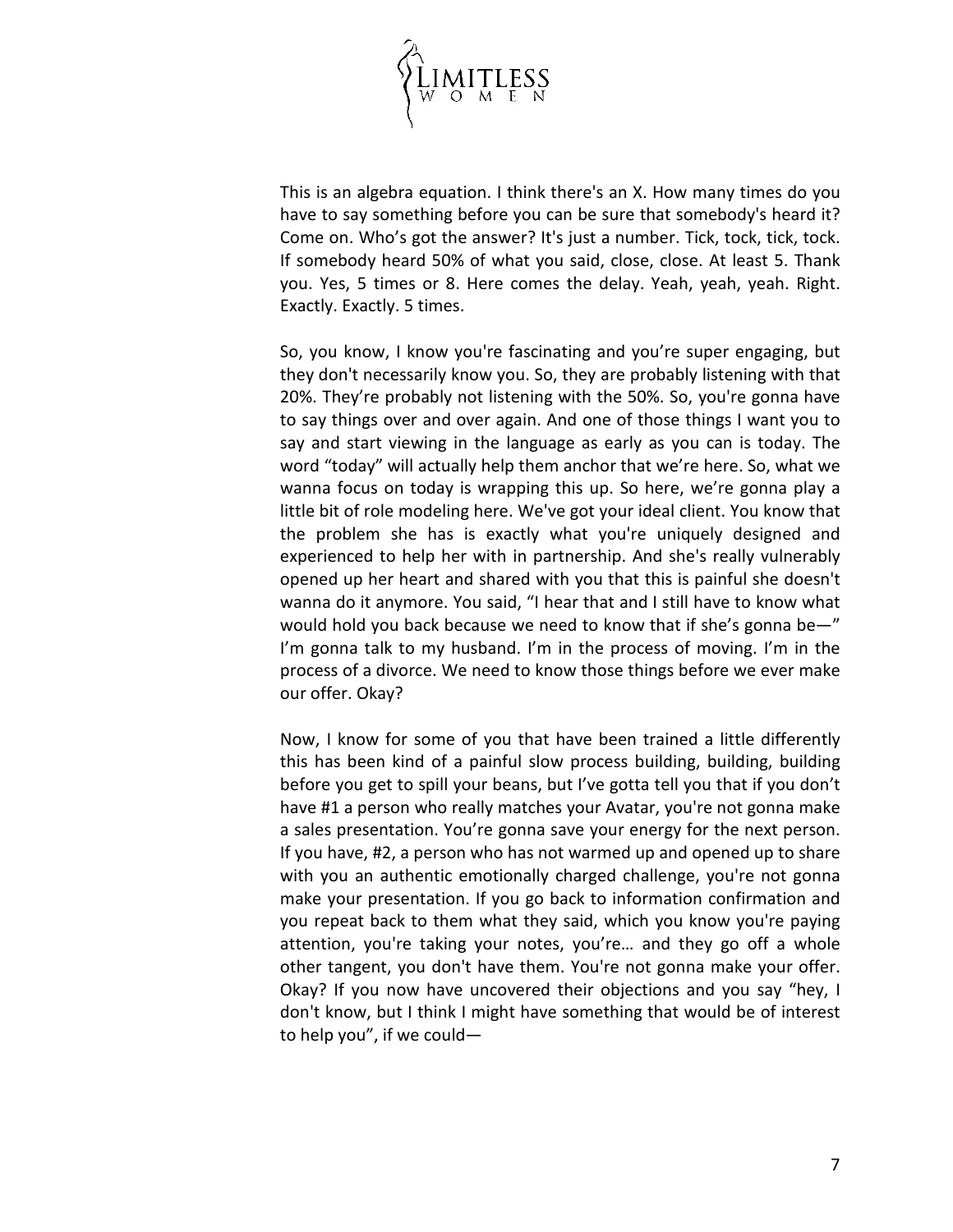This is an algebra equation. I think there's an X. How many times do you have to say something before you can be sure that somebody's heard it? Come on. Who's got the answer? It's just a number. Tick, tock, tick, tock. If somebody heard 50% of what you said, close, close. At least 5. Thank you. Yes, 5 times or 8. Here comes the delay. Yeah, yeah, yeah. Right. Exactly. Exactly. 5 times.

So, you know, I know you're fascinating and you're super engaging, but they don't necessarily know you. So, they are probably listening with that 20%. They're probably not listening with the 50%. So, you're gonna have to say things over and over again. And one of those things I want you to say and start viewing in the language as early as you can is today. The word "today" will actually help them anchor that we're here. So, what we wanna focus on today is wrapping this up. So here, we're gonna play a little bit of role modeling here. We've got your ideal client. You know that the problem she has is exactly what you're uniquely designed and experienced to help her with in partnership. And she's really vulnerably opened up her heart and shared with you that this is painful she doesn't wanna do it anymore. You said, "I hear that and I still have to know what would hold you back because we need to know that if she's gonna be—" I'm gonna talk to my husband. I'm in the process of moving. I'm in the process of a divorce. We need to know those things before we ever make our offer. Okay?

Now, I know for some of you that have been trained a little differently this has been kind of a painful slow process building, building, building before you get to spill your beans, but I've gotta tell you that if you don't have #1 a person who really matches your Avatar, you're not gonna make a sales presentation. You're gonna save your energy for the next person. If you have, #2, a person who has not warmed up and opened up to share with you an authentic emotionally charged challenge, you're not gonna make your presentation. If you go back to information confirmation and you repeat back to them what they said, which you know you're paying attention, you're taking your notes, you're… and they go off a whole other tangent, you don't have them. You're not gonna make your offer. Okay? If you now have uncovered their objections and you say "hey, I don't know, but I think I might have something that would be of interest to help you", if we could—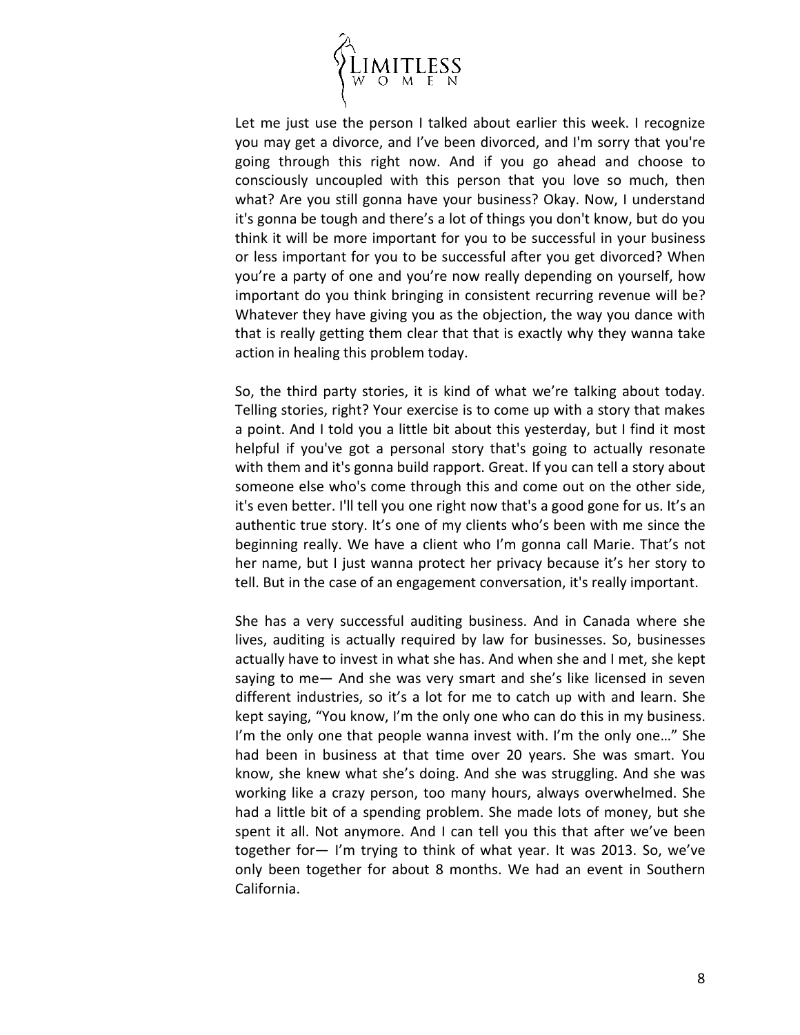Let me just use the person I talked about earlier this week. I recognize you may get a divorce, and I've been divorced, and I'm sorry that you're going through this right now. And if you go ahead and choose to consciously uncoupled with this person that you love so much, then what? Are you still gonna have your business? Okay. Now, I understand it's gonna be tough and there's a lot of things you don't know, but do you think it will be more important for you to be successful in your business or less important for you to be successful after you get divorced? When you're a party of one and you're now really depending on yourself, how important do you think bringing in consistent recurring revenue will be? Whatever they have giving you as the objection, the way you dance with that is really getting them clear that that is exactly why they wanna take action in healing this problem today.

So, the third party stories, it is kind of what we're talking about today. Telling stories, right? Your exercise is to come up with a story that makes a point. And I told you a little bit about this yesterday, but I find it most helpful if you've got a personal story that's going to actually resonate with them and it's gonna build rapport. Great. If you can tell a story about someone else who's come through this and come out on the other side, it's even better. I'll tell you one right now that's a good gone for us. It's an authentic true story. It's one of my clients who's been with me since the beginning really. We have a client who I'm gonna call Marie. That's not her name, but I just wanna protect her privacy because it's her story to tell. But in the case of an engagement conversation, it's really important.

She has a very successful auditing business. And in Canada where she lives, auditing is actually required by law for businesses. So, businesses actually have to invest in what she has. And when she and I met, she kept saying to me— And she was very smart and she's like licensed in seven different industries, so it's a lot for me to catch up with and learn. She kept saying, "You know, I'm the only one who can do this in my business. I'm the only one that people wanna invest with. I'm the only one…" She had been in business at that time over 20 years. She was smart. You know, she knew what she's doing. And she was struggling. And she was working like a crazy person, too many hours, always overwhelmed. She had a little bit of a spending problem. She made lots of money, but she spent it all. Not anymore. And I can tell you this that after we've been together for— I'm trying to think of what year. It was 2013. So, we've only been together for about 8 months. We had an event in Southern California.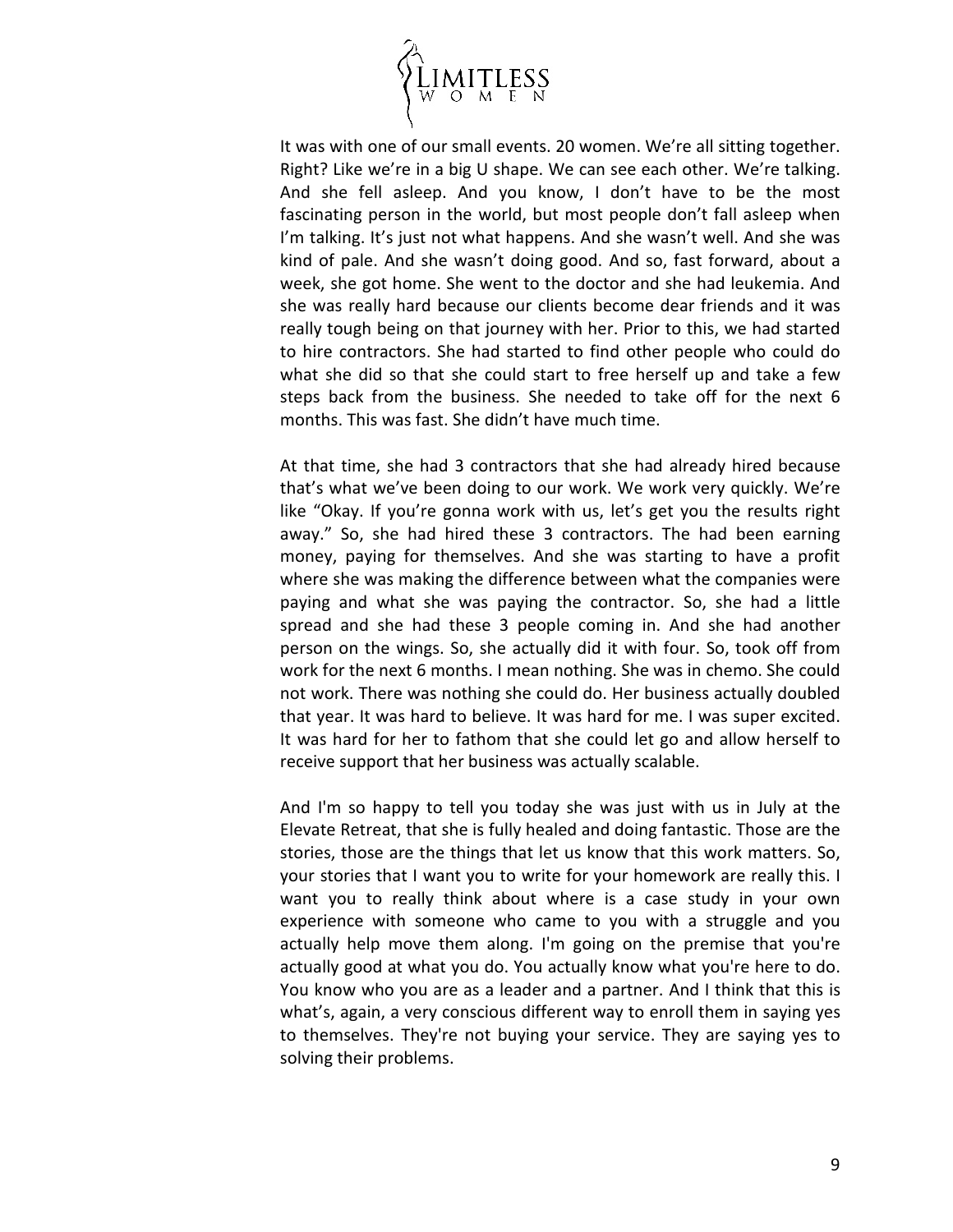It was with one of our small events. 20 women. We're all sitting together. Right? Like we're in a big U shape. We can see each other. We're talking. And she fell asleep. And you know, I don't have to be the most fascinating person in the world, but most people don't fall asleep when I'm talking. It's just not what happens. And she wasn't well. And she was kind of pale. And she wasn't doing good. And so, fast forward, about a week, she got home. She went to the doctor and she had leukemia. And she was really hard because our clients become dear friends and it was really tough being on that journey with her. Prior to this, we had started to hire contractors. She had started to find other people who could do what she did so that she could start to free herself up and take a few steps back from the business. She needed to take off for the next 6 months. This was fast. She didn't have much time.

At that time, she had 3 contractors that she had already hired because that's what we've been doing to our work. We work very quickly. We're like "Okay. If you're gonna work with us, let's get you the results right away." So, she had hired these 3 contractors. The had been earning money, paying for themselves. And she was starting to have a profit where she was making the difference between what the companies were paying and what she was paying the contractor. So, she had a little spread and she had these 3 people coming in. And she had another person on the wings. So, she actually did it with four. So, took off from work for the next 6 months. I mean nothing. She was in chemo. She could not work. There was nothing she could do. Her business actually doubled that year. It was hard to believe. It was hard for me. I was super excited. It was hard for her to fathom that she could let go and allow herself to receive support that her business was actually scalable.

And I'm so happy to tell you today she was just with us in July at the Elevate Retreat, that she is fully healed and doing fantastic. Those are the stories, those are the things that let us know that this work matters. So, your stories that I want you to write for your homework are really this. I want you to really think about where is a case study in your own experience with someone who came to you with a struggle and you actually help move them along. I'm going on the premise that you're actually good at what you do. You actually know what you're here to do. You know who you are as a leader and a partner. And I think that this is what's, again, a very conscious different way to enroll them in saying yes to themselves. They're not buying your service. They are saying yes to solving their problems.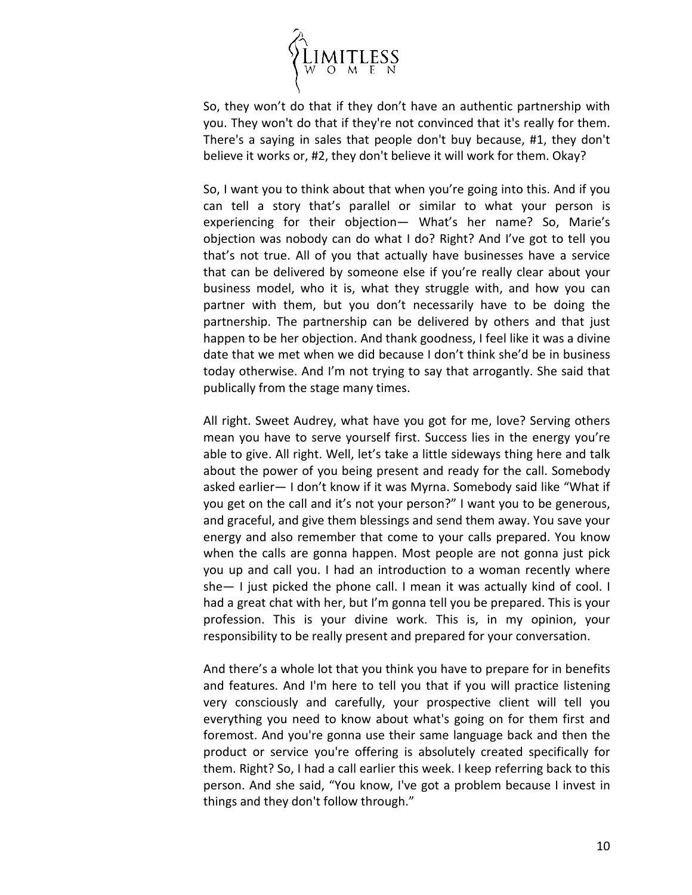So, they won't do that if they don't have an authentic partnership with you. They won't do that if they're not convinced that it's really for them. There's a saying in sales that people don't buy because, #1, they don't believe it works or, #2, they don't believe it will work for them. Okay?

So, I want you to think about that when you're going into this. And if you can tell a story that's parallel or similar to what your person is experiencing for their objection— What's her name? So, Marie's objection was nobody can do what I do? Right? And I've got to tell you that's not true. All of you that actually have businesses have a service that can be delivered by someone else if you're really clear about your business model, who it is, what they struggle with, and how you can partner with them, but you don't necessarily have to be doing the partnership. The partnership can be delivered by others and that just happen to be her objection. And thank goodness, I feel like it was a divine date that we met when we did because I don't think she'd be in business today otherwise. And I'm not trying to say that arrogantly. She said that publically from the stage many times.

All right. Sweet Audrey, what have you got for me, love? Serving others mean you have to serve yourself first. Success lies in the energy you're able to give. All right. Well, let's take a little sideways thing here and talk about the power of you being present and ready for the call. Somebody asked earlier— I don't know if it was Myrna. Somebody said like "What if you get on the call and it's not your person?" I want you to be generous, and graceful, and give them blessings and send them away. You save your energy and also remember that come to your calls prepared. You know when the calls are gonna happen. Most people are not gonna just pick you up and call you. I had an introduction to a woman recently where she— I just picked the phone call. I mean it was actually kind of cool. I had a great chat with her, but I'm gonna tell you be prepared. This is your profession. This is your divine work. This is, in my opinion, your responsibility to be really present and prepared for your conversation.

And there's a whole lot that you think you have to prepare for in benefits and features. And I'm here to tell you that if you will practice listening very consciously and carefully, your prospective client will tell you everything you need to know about what's going on for them first and foremost. And you're gonna use their same language back and then the product or service you're offering is absolutely created specifically for them. Right? So, I had a call earlier this week. I keep referring back to this person. And she said, "You know, I've got a problem because I invest in things and they don't follow through."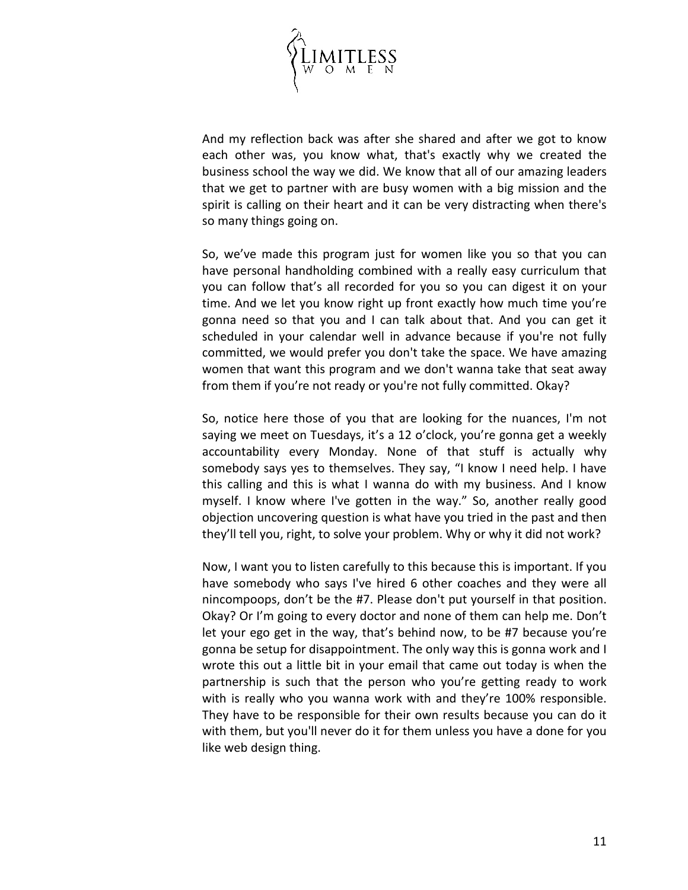And my reflection back was after she shared and after we got to know each other was, you know what, that's exactly why we created the business school the way we did. We know that all of our amazing leaders that we get to partner with are busy women with a big mission and the spirit is calling on their heart and it can be very distracting when there's so many things going on.

So, we've made this program just for women like you so that you can have personal handholding combined with a really easy curriculum that you can follow that's all recorded for you so you can digest it on your time. And we let you know right up front exactly how much time you're gonna need so that you and I can talk about that. And you can get it scheduled in your calendar well in advance because if you're not fully committed, we would prefer you don't take the space. We have amazing women that want this program and we don't wanna take that seat away from them if you're not ready or you're not fully committed. Okay?

So, notice here those of you that are looking for the nuances, I'm not saying we meet on Tuesdays, it's a 12 o'clock, you're gonna get a weekly accountability every Monday. None of that stuff is actually why somebody says yes to themselves. They say, "I know I need help. I have this calling and this is what I wanna do with my business. And I know myself. I know where I've gotten in the way." So, another really good objection uncovering question is what have you tried in the past and then they'll tell you, right, to solve your problem. Why or why it did not work?

Now, I want you to listen carefully to this because this is important. If you have somebody who says I've hired 6 other coaches and they were all nincompoops, don't be the #7. Please don't put yourself in that position. Okay? Or I'm going to every doctor and none of them can help me. Don't let your ego get in the way, that's behind now, to be #7 because you're gonna be setup for disappointment. The only way this is gonna work and I wrote this out a little bit in your email that came out today is when the partnership is such that the person who you're getting ready to work with is really who you wanna work with and they're 100% responsible. They have to be responsible for their own results because you can do it with them, but you'll never do it for them unless you have a done for you like web design thing.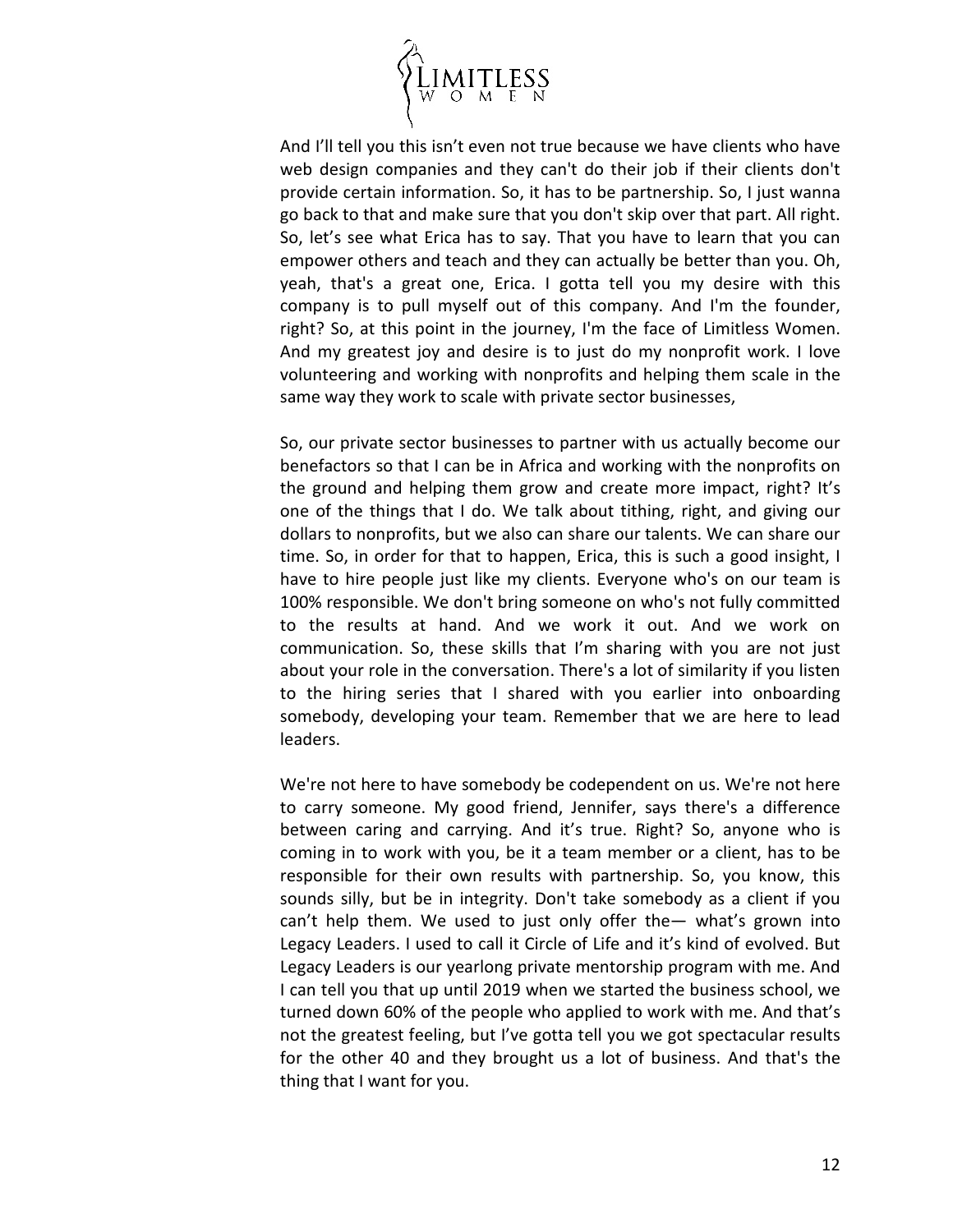And I'll tell you this isn't even not true because we have clients who have web design companies and they can't do their job if their clients don't provide certain information. So, it has to be partnership. So, I just wanna go back to that and make sure that you don't skip over that part. All right. So, let's see what Erica has to say. That you have to learn that you can empower others and teach and they can actually be better than you. Oh, yeah, that's a great one, Erica. I gotta tell you my desire with this company is to pull myself out of this company. And I'm the founder, right? So, at this point in the journey, I'm the face of Limitless Women. And my greatest joy and desire is to just do my nonprofit work. I love volunteering and working with nonprofits and helping them scale in the same way they work to scale with private sector businesses,

So, our private sector businesses to partner with us actually become our benefactors so that I can be in Africa and working with the nonprofits on the ground and helping them grow and create more impact, right? It's one of the things that I do. We talk about tithing, right, and giving our dollars to nonprofits, but we also can share our talents. We can share our time. So, in order for that to happen, Erica, this is such a good insight, I have to hire people just like my clients. Everyone who's on our team is 100% responsible. We don't bring someone on who's not fully committed to the results at hand. And we work it out. And we work on communication. So, these skills that I'm sharing with you are not just about your role in the conversation. There's a lot of similarity if you listen to the hiring series that I shared with you earlier into onboarding somebody, developing your team. Remember that we are here to lead leaders.

We're not here to have somebody be codependent on us. We're not here to carry someone. My good friend, Jennifer, says there's a difference between caring and carrying. And it's true. Right? So, anyone who is coming in to work with you, be it a team member or a client, has to be responsible for their own results with partnership. So, you know, this sounds silly, but be in integrity. Don't take somebody as a client if you can't help them. We used to just only offer the— what's grown into Legacy Leaders. I used to call it Circle of Life and it's kind of evolved. But Legacy Leaders is our yearlong private mentorship program with me. And I can tell you that up until 2019 when we started the business school, we turned down 60% of the people who applied to work with me. And that's not the greatest feeling, but I've gotta tell you we got spectacular results for the other 40 and they brought us a lot of business. And that's the thing that I want for you.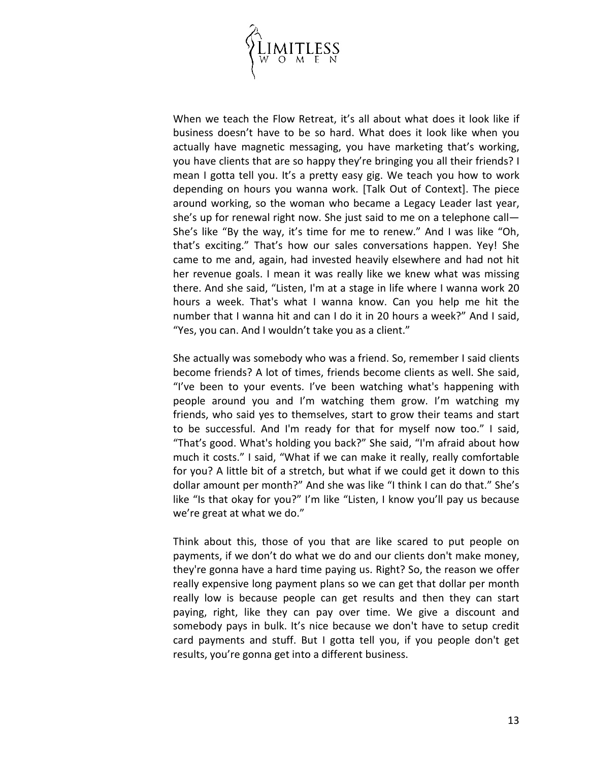When we teach the Flow Retreat, it's all about what does it look like if business doesn't have to be so hard. What does it look like when you actually have magnetic messaging, you have marketing that's working, you have clients that are so happy they're bringing you all their friends? I mean I gotta tell you. It's a pretty easy gig. We teach you how to work depending on hours you wanna work. [Talk Out of Context]. The piece around working, so the woman who became a Legacy Leader last year, she's up for renewal right now. She just said to me on a telephone call— She's like "By the way, it's time for me to renew." And I was like "Oh, that's exciting." That's how our sales conversations happen. Yey! She came to me and, again, had invested heavily elsewhere and had not hit her revenue goals. I mean it was really like we knew what was missing there. And she said, "Listen, I'm at a stage in life where I wanna work 20 hours a week. That's what I wanna know. Can you help me hit the number that I wanna hit and can I do it in 20 hours a week?" And I said, "Yes, you can. And I wouldn't take you as a client."

She actually was somebody who was a friend. So, remember I said clients become friends? A lot of times, friends become clients as well. She said, "I've been to your events. I've been watching what's happening with people around you and I'm watching them grow. I'm watching my friends, who said yes to themselves, start to grow their teams and start to be successful. And I'm ready for that for myself now too." I said, "That's good. What's holding you back?" She said, "I'm afraid about how much it costs." I said, "What if we can make it really, really comfortable for you? A little bit of a stretch, but what if we could get it down to this dollar amount per month?" And she was like "I think I can do that." She's like "Is that okay for you?" I'm like "Listen, I know you'll pay us because we're great at what we do."

Think about this, those of you that are like scared to put people on payments, if we don't do what we do and our clients don't make money, they're gonna have a hard time paying us. Right? So, the reason we offer really expensive long payment plans so we can get that dollar per month really low is because people can get results and then they can start paying, right, like they can pay over time. We give a discount and somebody pays in bulk. It's nice because we don't have to setup credit card payments and stuff. But I gotta tell you, if you people don't get results, you're gonna get into a different business.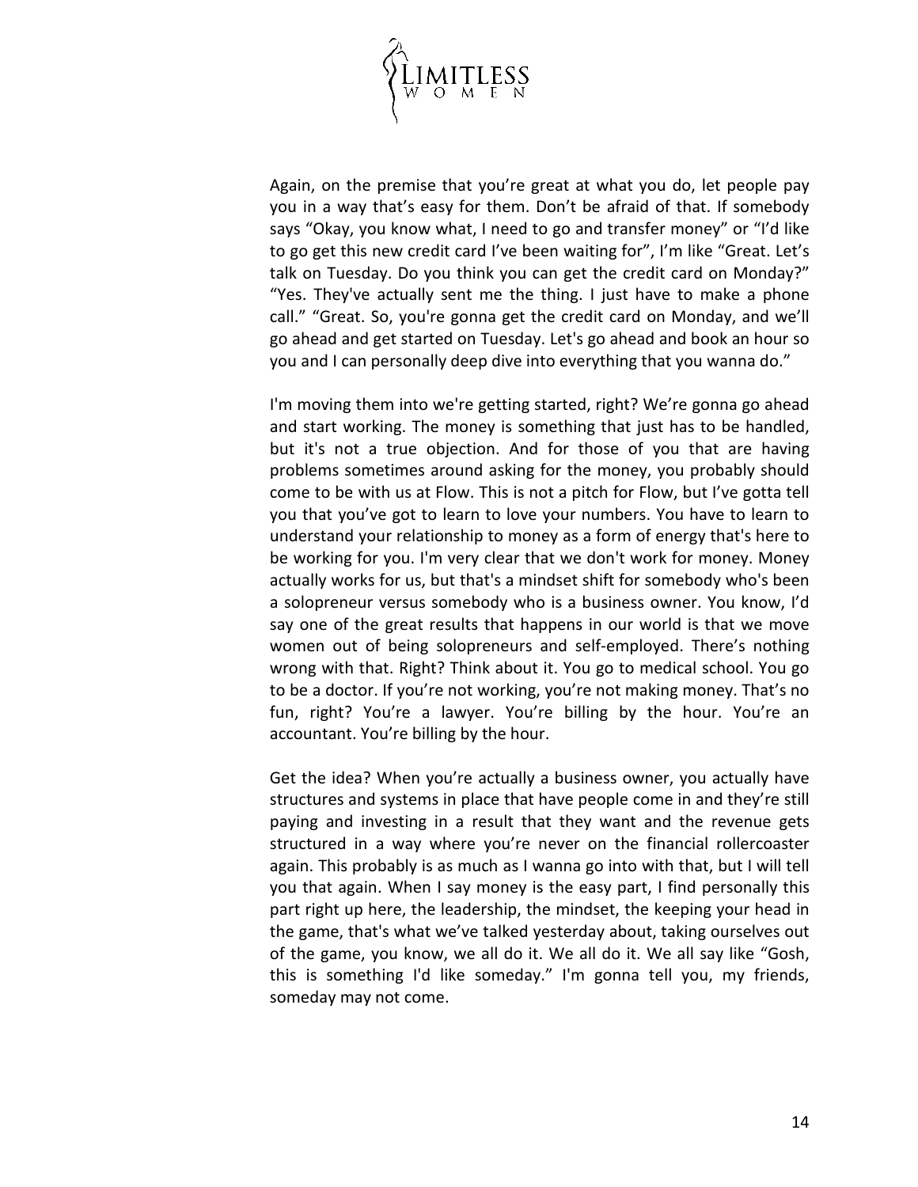Again, on the premise that you're great at what you do, let people pay you in a way that's easy for them. Don't be afraid of that. If somebody says "Okay, you know what, I need to go and transfer money" or "I'd like to go get this new credit card I've been waiting for", I'm like "Great. Let's talk on Tuesday. Do you think you can get the credit card on Monday?" "Yes. They've actually sent me the thing. I just have to make a phone call." "Great. So, you're gonna get the credit card on Monday, and we'll go ahead and get started on Tuesday. Let's go ahead and book an hour so you and I can personally deep dive into everything that you wanna do."

I'm moving them into we're getting started, right? We're gonna go ahead and start working. The money is something that just has to be handled, but it's not a true objection. And for those of you that are having problems sometimes around asking for the money, you probably should come to be with us at Flow. This is not a pitch for Flow, but I've gotta tell you that you've got to learn to love your numbers. You have to learn to understand your relationship to money as a form of energy that's here to be working for you. I'm very clear that we don't work for money. Money actually works for us, but that's a mindset shift for somebody who's been a solopreneur versus somebody who is a business owner. You know, I'd say one of the great results that happens in our world is that we move women out of being solopreneurs and self-employed. There's nothing wrong with that. Right? Think about it. You go to medical school. You go to be a doctor. If you're not working, you're not making money. That's no fun, right? You're a lawyer. You're billing by the hour. You're an accountant. You're billing by the hour.

Get the idea? When you're actually a business owner, you actually have structures and systems in place that have people come in and they're still paying and investing in a result that they want and the revenue gets structured in a way where you're never on the financial rollercoaster again. This probably is as much as I wanna go into with that, but I will tell you that again. When I say money is the easy part, I find personally this part right up here, the leadership, the mindset, the keeping your head in the game, that's what we've talked yesterday about, taking ourselves out of the game, you know, we all do it. We all do it. We all say like "Gosh, this is something I'd like someday." I'm gonna tell you, my friends, someday may not come.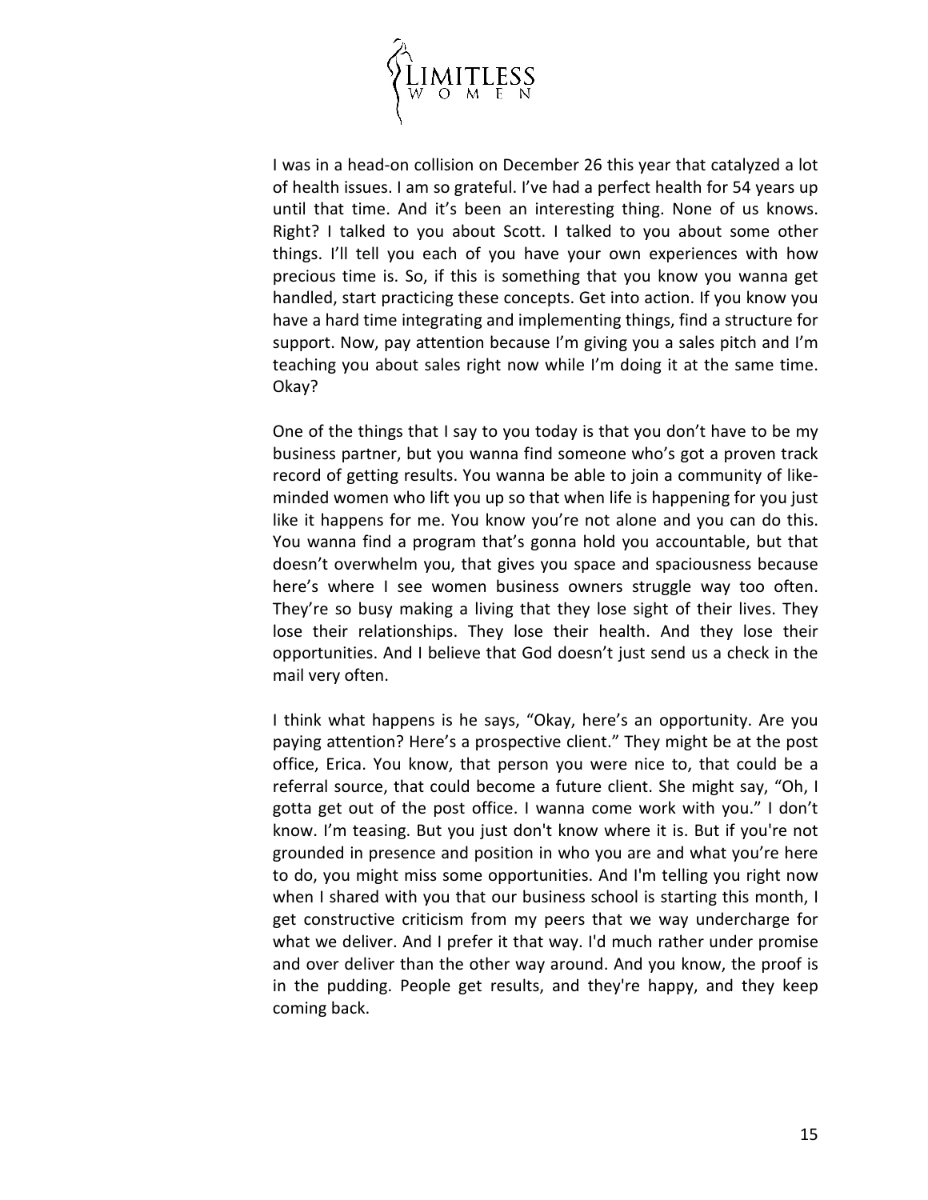I was in a head-on collision on December 26 this year that catalyzed a lot of health issues. I am so grateful. I've had a perfect health for 54 years up until that time. And it's been an interesting thing. None of us knows. Right? I talked to you about Scott. I talked to you about some other things. I'll tell you each of you have your own experiences with how precious time is. So, if this is something that you know you wanna get handled, start practicing these concepts. Get into action. If you know you have a hard time integrating and implementing things, find a structure for support. Now, pay attention because I'm giving you a sales pitch and I'm teaching you about sales right now while I'm doing it at the same time. Okay?

One of the things that I say to you today is that you don't have to be my business partner, but you wanna find someone who's got a proven track record of getting results. You wanna be able to join a community of like-minded women who lift you up so that when life is happening for you just like it happens for me. You know you're not alone and you can do this. You wanna find a program that's gonna hold you accountable, but that doesn't overwhelm you, that gives you space and spaciousness because here's where I see women business owners struggle way too often. They're so busy making a living that they lose sight of their lives. They lose their relationships. They lose their health. And they lose their opportunities. And I believe that God doesn't just send us a check in the mail very often.

I think what happens is he says, "Okay, here's an opportunity. Are you paying attention? Here's a prospective client." They might be at the post office, Erica. You know, that person you were nice to, that could be a referral source, that could become a future client. She might say, "Oh, I gotta get out of the post office. I wanna come work with you." I don't know. I'm teasing. But you just don't know where it is. But if you're not grounded in presence and position in who you are and what you're here to do, you might miss some opportunities. And I'm telling you right now when I shared with you that our business school is starting this month, I get constructive criticism from my peers that we way undercharge for what we deliver. And I prefer it that way. I'd much rather under promise and over deliver than the other way around. And you know, the proof is in the pudding. People get results, and they're happy, and they keep coming back.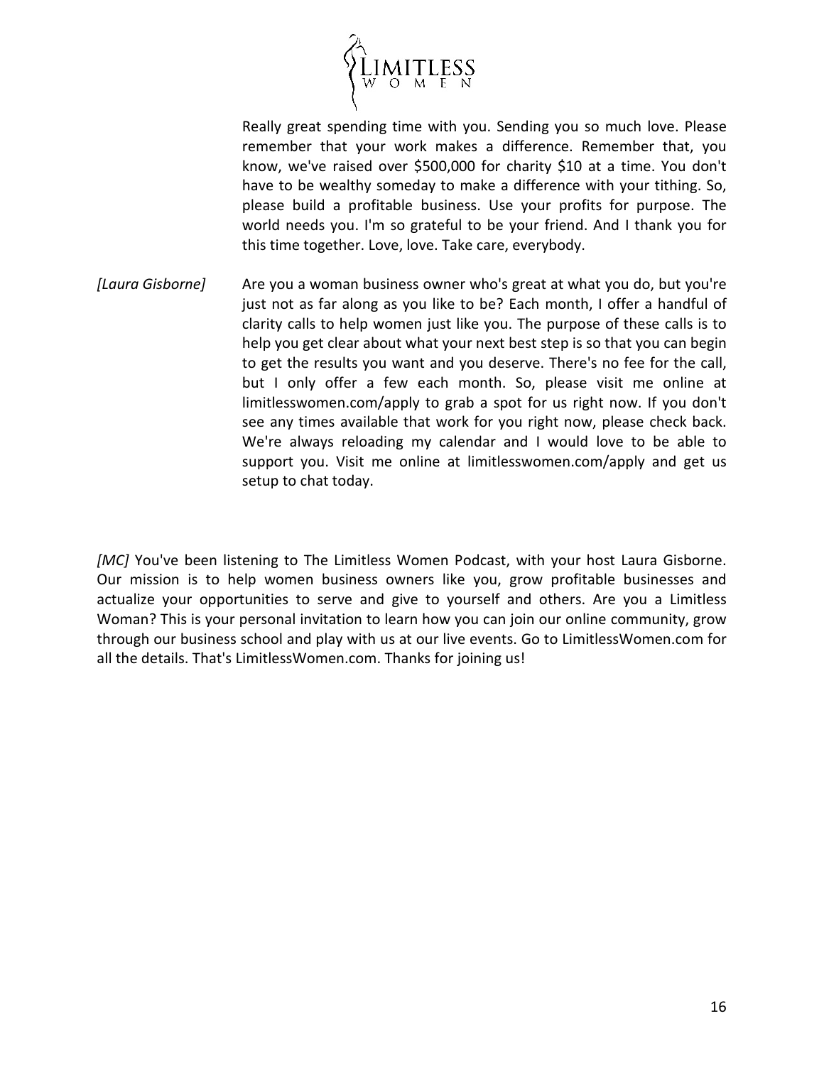Really great spending time with you. Sending you so much love. Please remember that your work makes a difference. Remember that, you know, we've raised over $500,000 for charity $10 at a time. You don't have to be wealthy someday to make a difference with your tithing. So, please build a profitable business. Use your profits for purpose. The world needs you. I'm so grateful to be your friend. And I thank you for this time together. Love, love. Take care, everybody.

*[Laura Gisborne]* Are you a woman business owner who's great at what you do, but you're just not as far along as you like to be? Each month, I offer a handful of clarity calls to help women just like you. The purpose of these calls is to help you get clear about what your next best step is so that you can begin to get the results you want and you deserve. There's no fee for the call, but I only offer a few each month. So, please visit me online at limitlesswomen.com/apply to grab a spot for us right now. If you don't see any times available that work for you right now, please check back. We're always reloading my calendar and I would love to be able to support you. Visit me online at limitlesswomen.com/apply and get us setup to chat today.

*[MC]* You've been listening to The Limitless Women Podcast, with your host Laura Gisborne. Our mission is to help women business owners like you, grow profitable businesses and actualize your opportunities to serve and give to yourself and others. Are you a Limitless Woman? This is your personal invitation to learn how you can join our online community, grow through our business school and play with us at our live events. Go to LimitlessWomen.com for all the details. That's LimitlessWomen.com. Thanks for joining us!